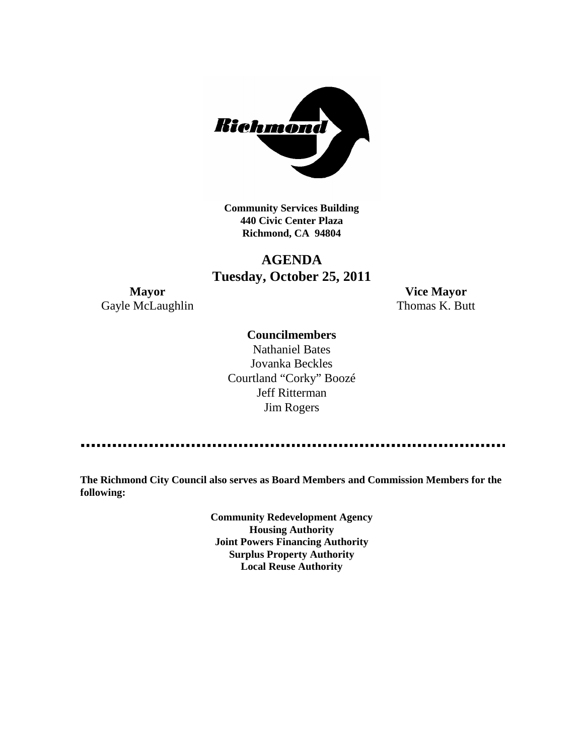**Community Services Building**
**440 Civic Center Plaza**
**Richmond, CA 94804**

# AGENDA
## Tuesday, October 25, 2011

**Mayor**
Gayle McLaughlin

**Vice Mayor**
Thomas K. Butt

**Councilmembers**

Nathaniel Bates
Jovanka Beckles
Courtland "Corky" Boozé
Jeff Ritterman
Jim Rogers

---

**The Richmond City Council also serves as Board Members and Commission Members for the following:**

**Community Redevelopment Agency**
**Housing Authority**
**Joint Powers Financing Authority**
**Surplus Property Authority**
**Local Reuse Authority**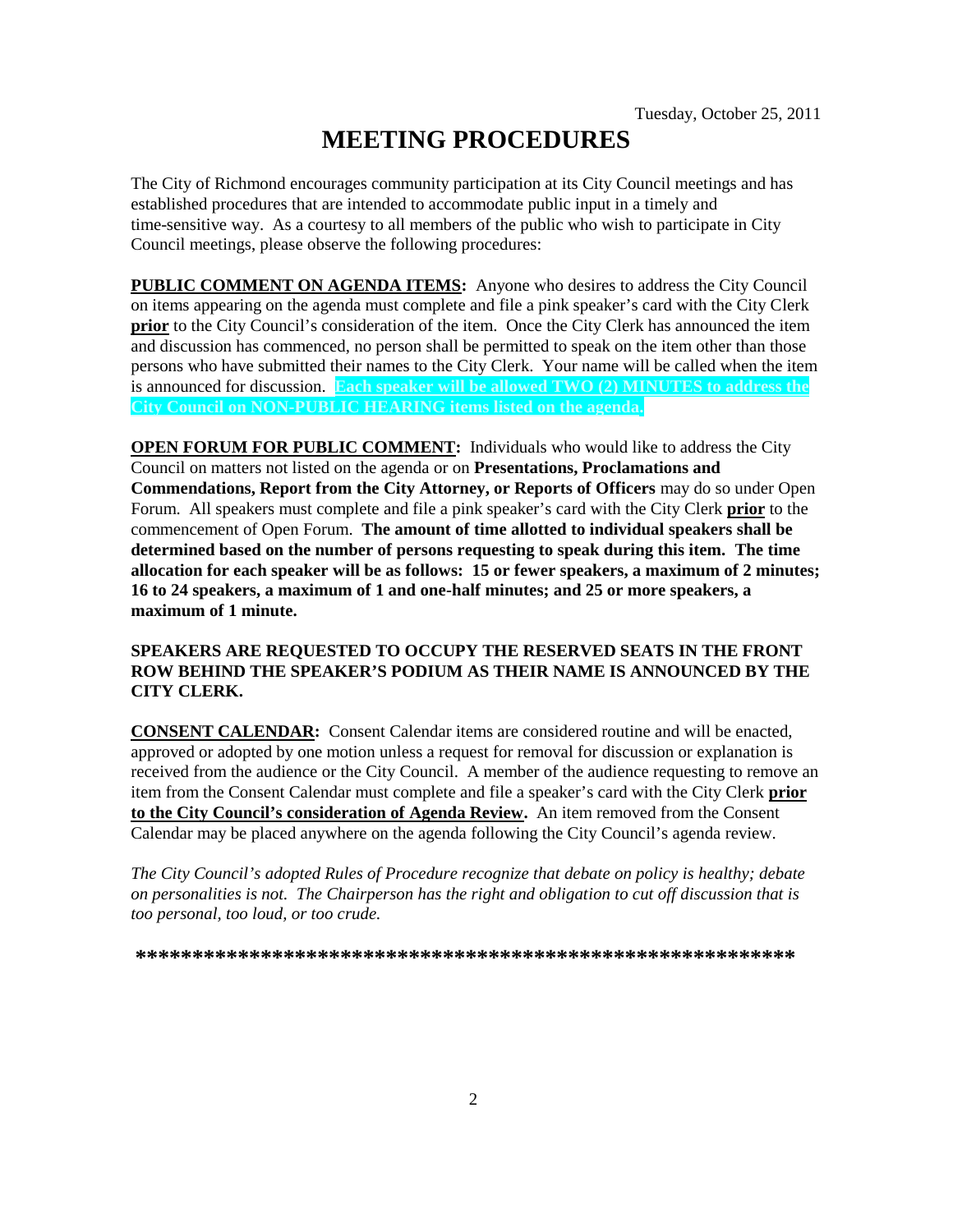Tuesday, October 25, 2011

# MEETING PROCEDURES

The City of Richmond encourages community participation at its City Council meetings and has established procedures that are intended to accommodate public input in a timely and time-sensitive way. As a courtesy to all members of the public who wish to participate in City Council meetings, please observe the following procedures:

**PUBLIC COMMENT ON AGENDA ITEMS:** Anyone who desires to address the City Council on items appearing on the agenda must complete and file a pink speaker's card with the City Clerk **prior** to the City Council's consideration of the item. Once the City Clerk has announced the item and discussion has commenced, no person shall be permitted to speak on the item other than those persons who have submitted their names to the City Clerk. Your name will be called when the item is announced for discussion. **Each speaker will be allowed TWO (2) MINUTES to address the City Council on NON-PUBLIC HEARING items listed on the agenda.**

**OPEN FORUM FOR PUBLIC COMMENT:** Individuals who would like to address the City Council on matters not listed on the agenda or on **Presentations, Proclamations and Commendations, Report from the City Attorney, or Reports of Officers** may do so under Open Forum. All speakers must complete and file a pink speaker's card with the City Clerk **prior** to the commencement of Open Forum. **The amount of time allotted to individual speakers shall be determined based on the number of persons requesting to speak during this item. The time allocation for each speaker will be as follows: 15 or fewer speakers, a maximum of 2 minutes; 16 to 24 speakers, a maximum of 1 and one-half minutes; and 25 or more speakers, a maximum of 1 minute.**

**SPEAKERS ARE REQUESTED TO OCCUPY THE RESERVED SEATS IN THE FRONT ROW BEHIND THE SPEAKER'S PODIUM AS THEIR NAME IS ANNOUNCED BY THE CITY CLERK.**

**CONSENT CALENDAR:** Consent Calendar items are considered routine and will be enacted, approved or adopted by one motion unless a request for removal for discussion or explanation is received from the audience or the City Council. A member of the audience requesting to remove an item from the Consent Calendar must complete and file a speaker's card with the City Clerk **prior to the City Council's consideration of Agenda Review.** An item removed from the Consent Calendar may be placed anywhere on the agenda following the City Council's agenda review.

*The City Council's adopted Rules of Procedure recognize that debate on policy is healthy; debate on personalities is not. The Chairperson has the right and obligation to cut off discussion that is too personal, too loud, or too crude.*

**\*\*\*\*\*\*\*\*\*\*\*\*\*\*\*\*\*\*\*\*\*\*\*\*\*\*\*\*\*\*\*\*\*\*\*\*\*\*\*\*\*\*\*\*\*\*\*\*\*\*\*\*\*\*\*\*\*\*\*\*\***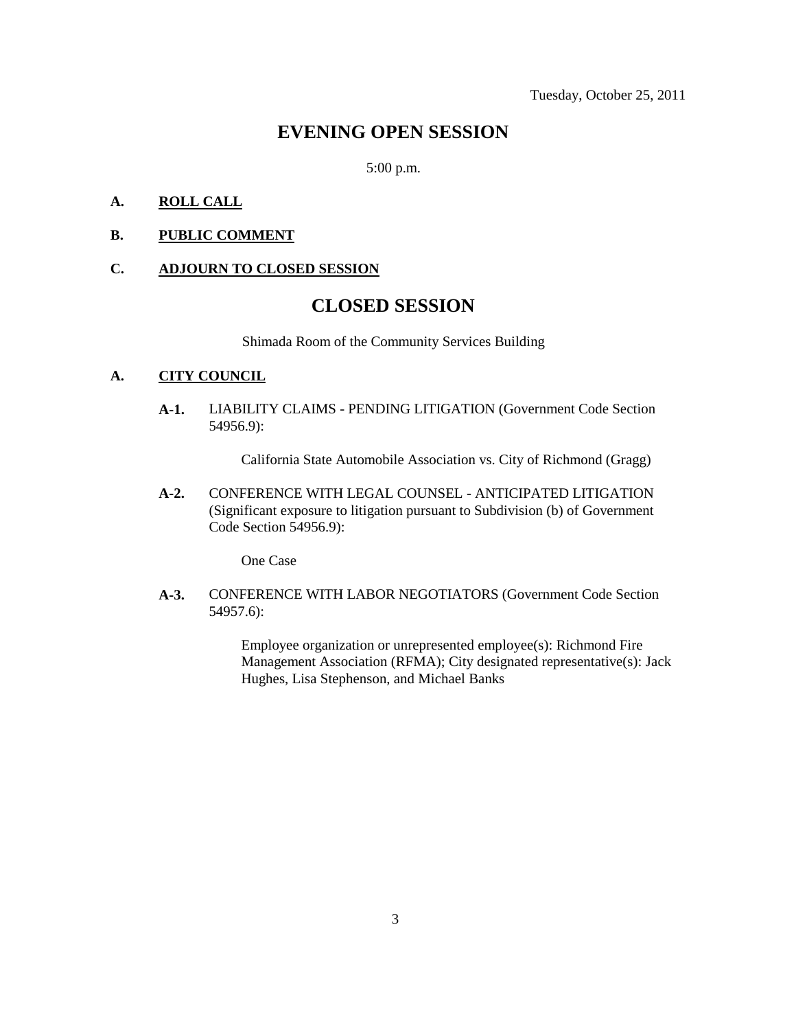Tuesday, October 25, 2011

# EVENING OPEN SESSION

5:00 p.m.

**A. ROLL CALL**

**B. PUBLIC COMMENT**

**C. ADJOURN TO CLOSED SESSION**

# CLOSED SESSION

Shimada Room of the Community Services Building

**A. CITY COUNCIL**

**A-1.** LIABILITY CLAIMS - PENDING LITIGATION (Government Code Section 54956.9):

California State Automobile Association vs. City of Richmond (Gragg)

**A-2.** CONFERENCE WITH LEGAL COUNSEL - ANTICIPATED LITIGATION (Significant exposure to litigation pursuant to Subdivision (b) of Government Code Section 54956.9):

One Case

**A-3.** CONFERENCE WITH LABOR NEGOTIATORS (Government Code Section 54957.6):

Employee organization or unrepresented employee(s): Richmond Fire Management Association (RFMA); City designated representative(s): Jack Hughes, Lisa Stephenson, and Michael Banks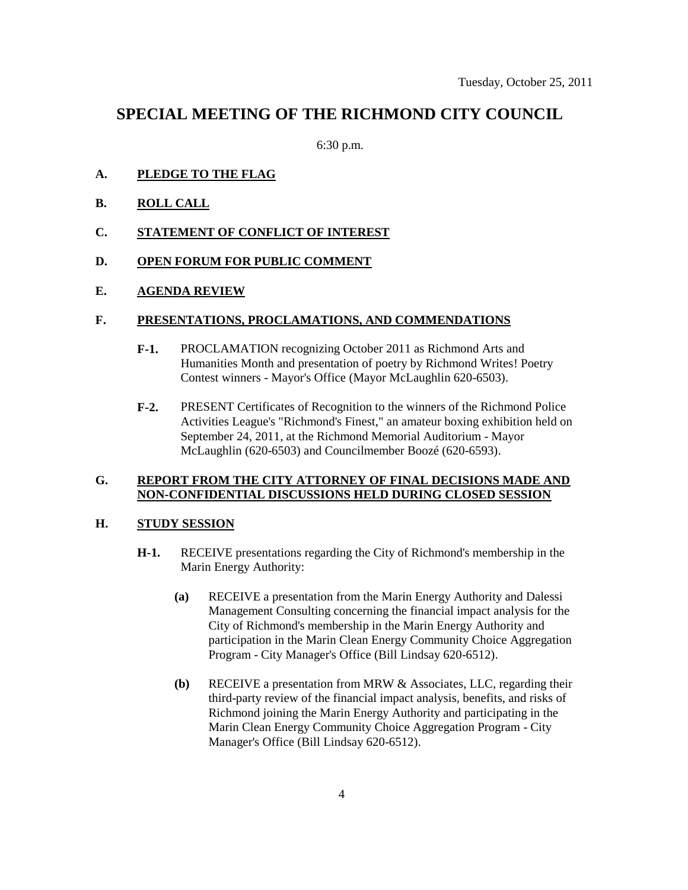Tuesday, October 25, 2011

# SPECIAL MEETING OF THE RICHMOND CITY COUNCIL

6:30 p.m.

**A. PLEDGE TO THE FLAG**

**B. ROLL CALL**

**C. STATEMENT OF CONFLICT OF INTEREST**

**D. OPEN FORUM FOR PUBLIC COMMENT**

**E. AGENDA REVIEW**

**F. PRESENTATIONS, PROCLAMATIONS, AND COMMENDATIONS**

**F-1.** PROCLAMATION recognizing October 2011 as Richmond Arts and Humanities Month and presentation of poetry by Richmond Writes! Poetry Contest winners - Mayor's Office (Mayor McLaughlin 620-6503).

**F-2.** PRESENT Certificates of Recognition to the winners of the Richmond Police Activities League's "Richmond's Finest," an amateur boxing exhibition held on September 24, 2011, at the Richmond Memorial Auditorium - Mayor McLaughlin (620-6503) and Councilmember Boozé (620-6593).

**G. REPORT FROM THE CITY ATTORNEY OF FINAL DECISIONS MADE AND NON-CONFIDENTIAL DISCUSSIONS HELD DURING CLOSED SESSION**

**H. STUDY SESSION**

**H-1.** RECEIVE presentations regarding the City of Richmond's membership in the Marin Energy Authority:

**(a)** RECEIVE a presentation from the Marin Energy Authority and Dalessi Management Consulting concerning the financial impact analysis for the City of Richmond's membership in the Marin Energy Authority and participation in the Marin Clean Energy Community Choice Aggregation Program - City Manager's Office (Bill Lindsay 620-6512).

**(b)** RECEIVE a presentation from MRW & Associates, LLC, regarding their third-party review of the financial impact analysis, benefits, and risks of Richmond joining the Marin Energy Authority and participating in the Marin Clean Energy Community Choice Aggregation Program - City Manager's Office (Bill Lindsay 620-6512).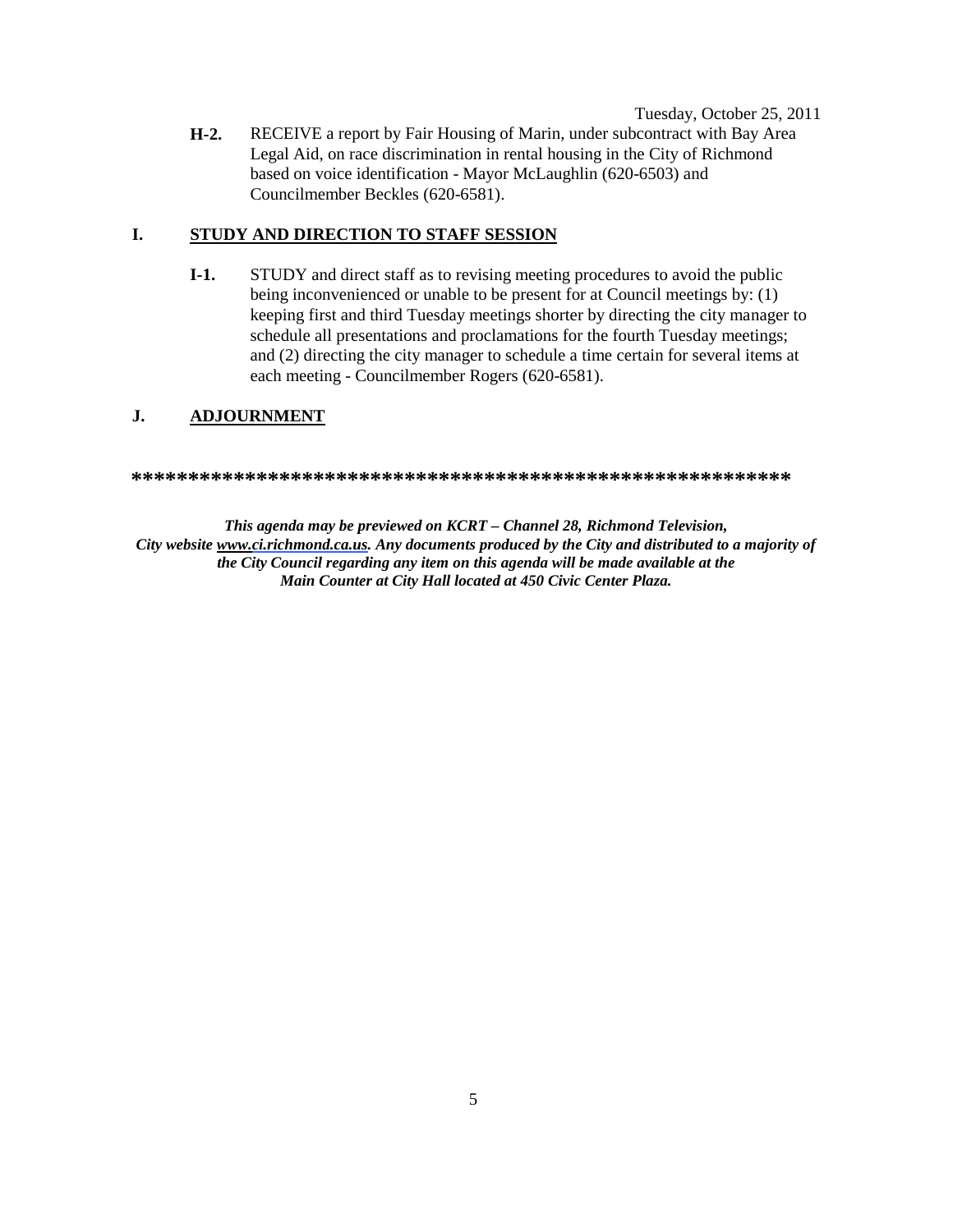Tuesday, October 25, 2011

**H-2.** RECEIVE a report by Fair Housing of Marin, under subcontract with Bay Area Legal Aid, on race discrimination in rental housing in the City of Richmond based on voice identification - Mayor McLaughlin (620-6503) and Councilmember Beckles (620-6581).

## I. STUDY AND DIRECTION TO STAFF SESSION

**I-1.** STUDY and direct staff as to revising meeting procedures to avoid the public being inconvenienced or unable to be present for at Council meetings by: (1) keeping first and third Tuesday meetings shorter by directing the city manager to schedule all presentations and proclamations for the fourth Tuesday meetings; and (2) directing the city manager to schedule a time certain for several items at each meeting - Councilmember Rogers (620-6581).

## J. ADJOURNMENT

**********************************************************

***This agenda may be previewed on KCRT – Channel 28, Richmond Television, City website www.ci.richmond.ca.us. Any documents produced by the City and distributed to a majority of the City Council regarding any item on this agenda will be made available at the Main Counter at City Hall located at 450 Civic Center Plaza.***